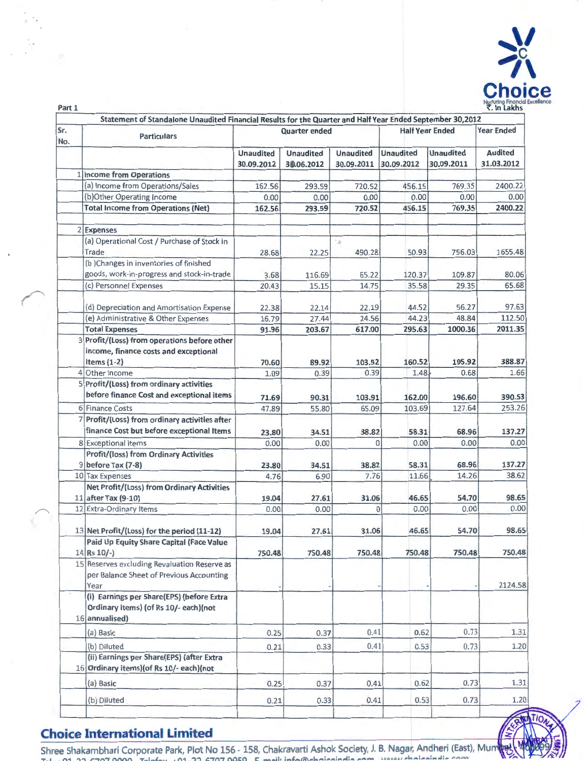Choice
Nurturing Financial Excellence

Part 1

₹. In Lakhs

**Statement of Standalone Unaudited Financial Results for the Quarter and Half Year Ended September 30,2012**

| Sr. No. | Particulars | Quarter ended | | | Half Year Ended | | Year Ended |
|---|---|---|---|---|---|---|---|
| | | Unaudited 30.09.2012 | Unaudited 30.06.2012 | Unaudited 30.09.2011 | Unaudited 30.09.2012 | Unaudited 30.09.2011 | Audited 31.03.2012 |
| 1 | **Income from Operations** | | | | | | |
| | (a) Income from Operations/Sales | 162.56 | 293.59 | 720.52 | 456.15 | 769.35 | 2400.22 |
| | (b)Other Operating Income | 0.00 | 0.00 | 0.00 | 0.00 | 0.00 | 0.00 |
| | **Total Income from Operations (Net)** | **162.56** | **293.59** | **720.52** | **456.15** | **769.35** | **2400.22** |
| 2 | **Expenses** | | | | | | |
| | (a) Operational Cost / Purchase of Stock in Trade | 28.68 | 22.25 | 490.28 | 50.93 | 756.03 | 1655.48 |
| | (b )Changes in inventories of finished goods, work-in-progress and stock-in-trade | 3.68 | 116.69 | 65.22 | 120.37 | 109.87 | 80.06 |
| | (c) Personnel Expenses | 20.43 | 15.15 | 14.75 | 35.58 | 29.35 | 65.68 |
| | (d) Depreciation and Amortisation Expense | 22.38 | 22.14 | 22.19 | 44.52 | 56.27 | 97.63 |
| | (e) Administrative & Other Expenses | 16.79 | 27.44 | 24.56 | 44.23 | 48.84 | 112.50 |
| | **Total Expenses** | **91.96** | **203.67** | **617.00** | **295.63** | **1000.36** | **2011.35** |
| 3 | **Profit/(Loss) from operations before other income, finance costs and exceptional Items (1-2)** | 70.60 | 89.92 | 103.52 | 160.52 | 195.92 | 388.87 |
| 4 | Other Income | 1.09 | 0.39 | 0.39 | 1.48 | 0.68 | 1.66 |
| 5 | **Profit/(Loss) from ordinary activities before finance Cost and exceptional items** | **71.69** | **90.31** | **103.91** | **162.00** | **196.60** | **390.53** |
| 6 | Finance Costs | 47.89 | 55.80 | 65.09 | 103.69 | 127.64 | 253.26 |
| 7 | **Profit/(Loss) from ordinary activities after finance Cost but before exceptional Items** | **23.80** | **34.51** | **38.82** | **58.31** | **68.96** | **137.27** |
| 8 | Exceptional Items | 0.00 | 0.00 | 0 | 0.00 | 0.00 | 0.00 |
| 9 | **Profit/(loss) from Ordinary Activities before Tax (7-8)** | **23.80** | **34.51** | **38.82** | **58.31** | **68.96** | **137.27** |
| 10 | Tax Expenses | 4.76 | 6.90 | 7.76 | 11.66 | 14.26 | 38.62 |
| 11 | **Net Profit/(Loss) from Ordinary Activities after Tax (9-10)** | **19.04** | **27.61** | **31.06** | **46.65** | **54.70** | **98.65** |
| 12 | Extra-Ordinary Items | 0.00 | 0.00 | 0 | 0.00 | 0.00 | 0.00 |
| 13 | **Net Profit/(Loss) for the period (11-12)** | **19.04** | **27.61** | **31.06** | **46.65** | **54.70** | **98.65** |
| 14 | **Paid Up Equity Share Capital (Face Value Rs 10/-)** | **750.48** | **750.48** | **750.48** | **750.48** | **750.48** | **750.48** |
| 15 | Reserves excluding Revaluation Reserve as per Balance Sheet of Previous Accounting Year | - | - | - | - | - | 2124.58 |
| 16 | **(i) Earnings per Share(EPS) (before Extra Ordinary items) (of Rs 10/- each)(not annualised)** | | | | | | |
| | (a) Basic | 0.25 | 0.37 | 0.41 | 0.62 | 0.73 | 1.31 |
| | (b) Diluted | 0.21 | 0.33 | 0.41 | 0.53 | 0.73 | 1.20 |
| 16 | **(ii) Earnings per Share(EPS) (after Extra Ordinary items)(of Rs 10/- each)(not** | | | | | | |
| | (a) Basic | 0.25 | 0.37 | 0.41 | 0.62 | 0.73 | 1.31 |
| | (b) Diluted | 0.21 | 0.33 | 0.41 | 0.53 | 0.73 | 1.20 |

## Choice International Limited

Shree Shakambhari Corporate Park, Plot No 156 - 158, Chakravarti Ashok Society, J. B. Nagar, Andheri (East), Mumbai - 400099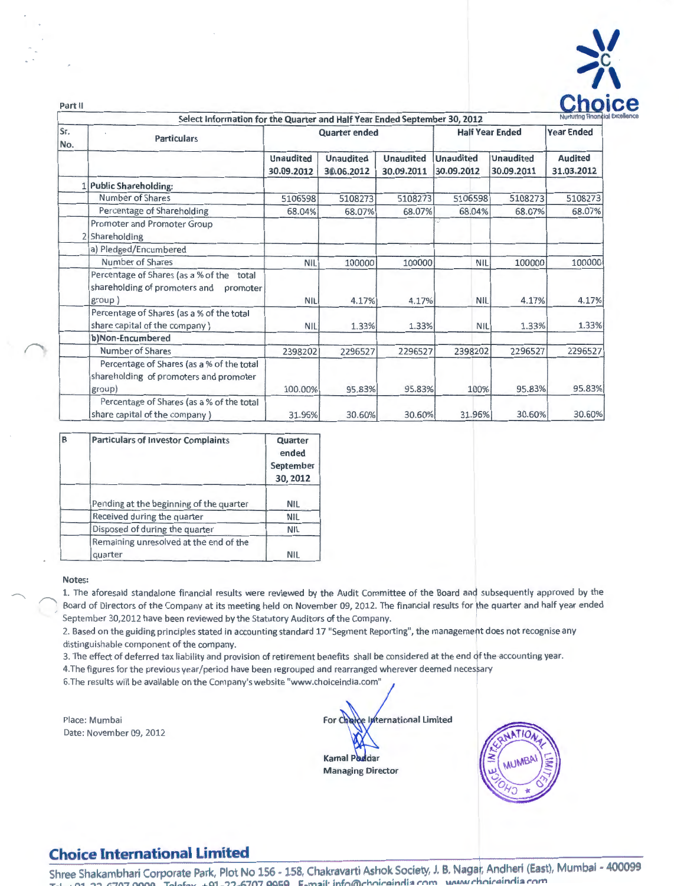Part II

| Sr. No. | Particulars | Quarter ended | | | Half Year Ended | | Year Ended |
|---|---|---|---|---|---|---|---|
| | | Unaudited 30.09.2012 | Unaudited 30.06.2012 | Unaudited 30.09.2011 | Unaudited 30.09.2012 | Unaudited 30.09.2011 | Audited 31.03.2012 |
| 1 | **Public Shareholding:** | | | | | | |
| | Number of Shares | 5106598 | 5108273 | 5108273 | 5106598 | 5108273 | 5108273 |
| | Percentage of Shareholding | 68.04% | 68.07% | 68.07% | 68.04% | 68.07% | 68.07% |
| 2 | Promoter and Promoter Group Shareholding | | | | | | |
| | a) Pledged/Encumbered | | | | | | |
| | Number of Shares | NIL | 100000 | 100000 | NIL | 100000 | 100000 |
| | Percentage of Shares (as a % of the total shareholding of promoters and promoter group) | NIL | 4.17% | 4.17% | NIL | 4.17% | 4.17% |
| | Percentage of Shares (as a % of the total share capital of the company) | NIL | 1.33% | 1.33% | NIL | 1.33% | 1.33% |
| | **b)Non-Encumbered** | | | | | | |
| | Number of Shares | 2398202 | 2296527 | 2296527 | 2398202 | 2296527 | 2296527 |
| | Percentage of Shares (as a % of the total shareholding of promoters and promoter group) | 100.00% | 95.83% | 95.83% | 100% | 95.83% | 95.83% |
| | Percentage of Shares (as a % of the total share capital of the company) | 31.96% | 30.60% | 30.60% | 31.96% | 30.60% | 30.60% |

| B | Particulars of Investor Complaints | Quarter ended September 30, 2012 |
|---|---|---|
| | Pending at the beginning of the quarter | NIL |
| | Received during the quarter | NIL |
| | Disposed of during the quarter | NIL |
| | Remaining unresolved at the end of the quarter | NIL |

**Notes:**

1. The aforesaid standalone financial results were reviewed by the Audit Committee of the Board and subsequently approved by the Board of Directors of the Company at its meeting held on November 09, 2012. The financial results for the quarter and half year ended September 30,2012 have been reviewed by the Statutory Auditors of the Company.
2. Based on the guiding principles stated in accounting standard 17 "Segment Reporting", the management does not recognise any distinguishable component of the company.
3. The effect of deferred tax liability and provision of retirement benefits shall be considered at the end of the accounting year.
4. The figures for the previous year/period have been regrouped and rearranged wherever deemed necessary
6. The results will be available on the Company's website "www.choiceindia.com"

Place: Mumbai
Date: November 09, 2012

For Choice International Limited

Kamal Poddar
Managing Director

**Choice International Limited**

Shree Shakambhari Corporate Park, Plot No 156 - 158, Chakravarti Ashok Society, J. B. Nagar, Andheri (East), Mumbai - 400099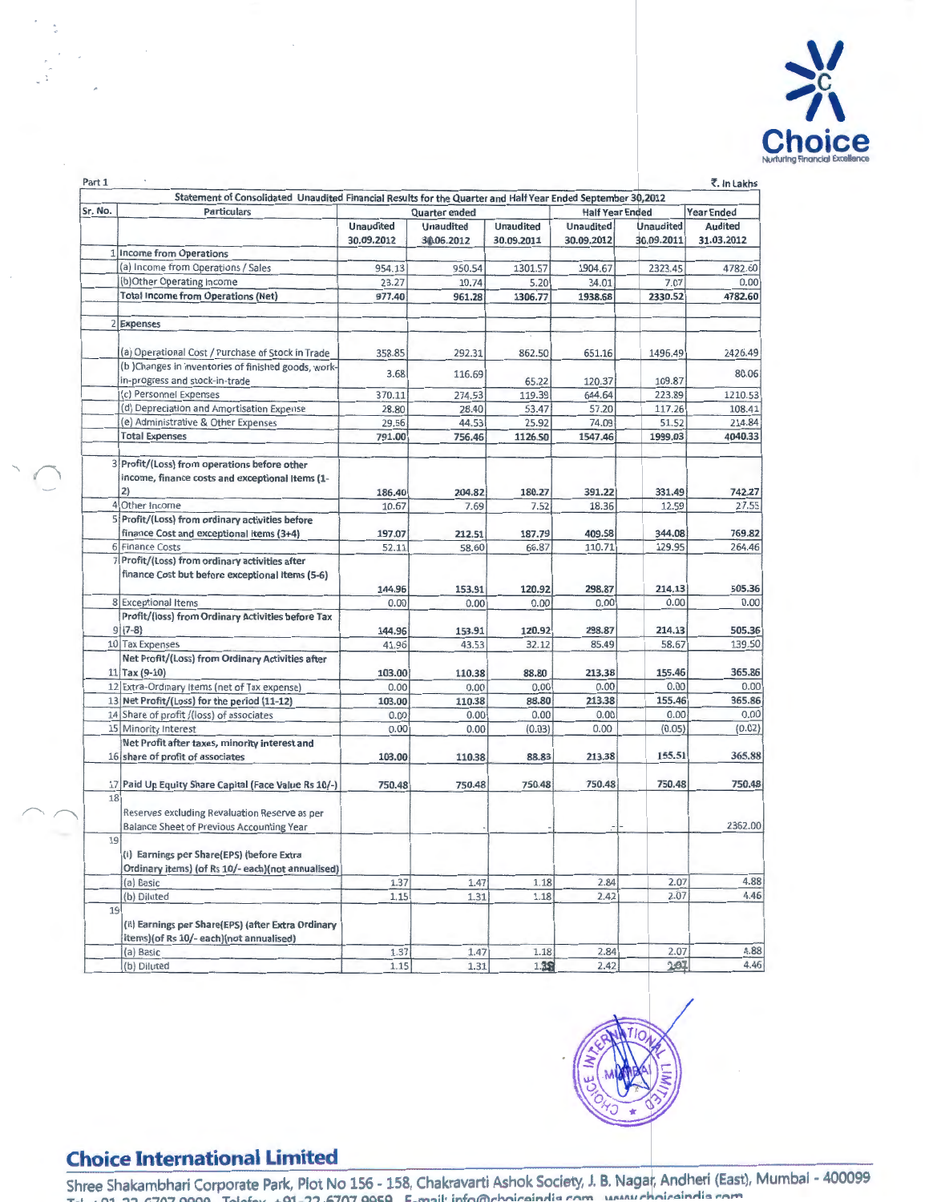Part 1

₹. In Lakhs

**Statement of Consolidated Unaudited Financial Results for the Quarter and Half Year Ended September 30,2012**

| Sr. No. | Particulars | Quarter ended | | | Half Year Ended | | Year Ended |
|---|---|---|---|---|---|---|---|
| | | Unaudited 30.09.2012 | Unaudited 30.06.2012 | Unaudited 30.09.2011 | Unaudited 30.09.2012 | Unaudited 30.09.2011 | Audited 31.03.2012 |
| 1 | **Income from Operations** | | | | | | |
| | (a) Income from Operations / Sales | 954.13 | 950.54 | 1301.57 | 1904.67 | 2323.45 | 4782.60 |
| | (b)Other Operating Income | 23.27 | 10.74 | 5.20 | 34.01 | 7.07 | 0.00 |
| | **Total Income from Operations (Net)** | 977.40 | 961.28 | 1306.77 | 1938.68 | 2330.52 | 4782.60 |
| 2 | **Expenses** | | | | | | |
| | (a) Operational Cost / Purchase of Stock in Trade | 358.85 | 292.31 | 862.50 | 651.16 | 1496.49 | 2426.49 |
| | (b )Changes in inventories of finished goods, work-in-progress and stock-in-trade | 3.68 | 116.69 | 65.22 | 120.37 | 109.87 | 80.06 |
| | (c) Personnel Expenses | 370.11 | 274.53 | 119.39 | 644.64 | 223.89 | 1210.53 |
| | (d) Depreciation and Amortisation Expense | 28.80 | 28.40 | 53.47 | 57.20 | 117.26 | 108.41 |
| | (e) Administrative & Other Expenses | 29.56 | 44.53 | 25.92 | 74.09 | 51.52 | 214.84 |
| | **Total Expenses** | 791.00 | 756.46 | 1126.50 | 1547.46 | 1999.03 | 4040.33 |
| 3 | **Profit/(Loss) from operations before other income, finance costs and exceptional items (1-2)** | 186.40 | 204.82 | 180.27 | 391.22 | 331.49 | 742.27 |
| 4 | Other Income | 10.67 | 7.69 | 7.52 | 18.36 | 12.59 | 27.55 |
| 5 | **Profit/(Loss) from ordinary activities before finance Cost and exceptional items (3+4)** | 197.07 | 212.51 | 187.79 | 409.58 | 344.08 | 769.82 |
| 6 | Finance Costs | 52.11 | 58.60 | 66.87 | 110.71 | 129.95 | 264.46 |
| 7 | **Profit/(Loss) from ordinary activities after finance Cost but before exceptional items (5-6)** | 144.96 | 153.91 | 120.92 | 298.87 | 214.13 | 505.36 |
| 8 | Exceptional Items | 0.00 | 0.00 | 0.00 | 0.00 | 0.00 | 0.00 |
| 9 | **Profit/(loss) from Ordinary Activities before Tax (7-8)** | 144.96 | 153.91 | 120.92 | 298.87 | 214.13 | 505.36 |
| 10 | Tax Expenses | 41.96 | 43.53 | 32.12 | 85.49 | 58.67 | 139.50 |
| 11 | **Net Profit/(Loss) from Ordinary Activities after Tax (9-10)** | 103.00 | 110.38 | 88.80 | 213.38 | 155.46 | 365.86 |
| 12 | Extra-Ordinary items (net of Tax expense) | 0.00 | 0.00 | 0.00 | 0.00 | 0.00 | 0.00 |
| 13 | **Net Profit/(Loss) for the period (11-12)** | 103.00 | 110.38 | 88.80 | 213.38 | 155.46 | 365.86 |
| 14 | Share of profit /(loss) of associates | 0.00 | 0.00 | 0.00 | 0.00 | 0.00 | 0.00 |
| 15 | Minority Interest | 0.00 | 0.00 | (0.03) | 0.00 | (0.05) | (0.02) |
| 16 | **Net Profit after taxes, minority interest and share of profit of associates** | 103.00 | 110.38 | 88.83 | 213.38 | 155.51 | 365.88 |
| 17 | **Paid Up Equity Share Capital (Face Value Rs 10/-)** | 750.48 | 750.48 | 750.48 | 750.48 | 750.48 | 750.48 |
| 18 | Reserves excluding Revaluation Reserve as per Balance Sheet of Previous Accounting Year | | - | - | - | - | 2362.00 |
| 19 | **(i) Earnings per Share(EPS) (before Extra Ordinary items) (of Rs 10/- each)(not annualised)** | | | | | | |
| | (a) Basic | 1.37 | 1.47 | 1.18 | 2.84 | 2.07 | 4.88 |
| | (b) Diluted | 1.15 | 1.31 | 1.18 | 2.42 | 2.07 | 4.46 |
| 19 | **(ii) Earnings per Share(EPS) (after Extra Ordinary items)(of Rs 10/- each)(not annualised)** | | | | | | |
| | (a) Basic | 1.37 | 1.47 | 1.18 | 2.84 | 2.07 | 4.88 |
| | (b) Diluted | 1.15 | 1.31 | 1.18 | 2.42 | 2.07 | 4.46 |

**Choice International Limited**

Shree Shakambhari Corporate Park, Plot No 156 - 158, Chakravarti Ashok Society, J. B. Nagar, Andheri (East), Mumbai - 400099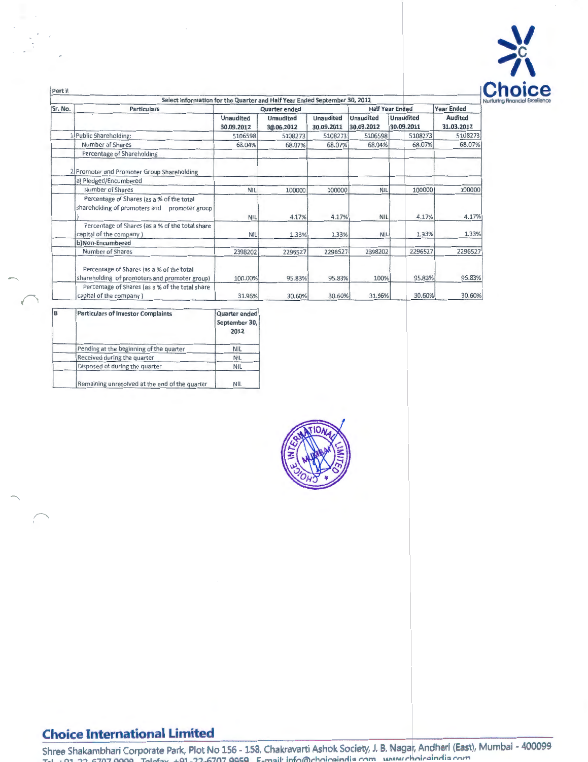Part II

| Sr. No. | Particulars | Quarter ended | | | Half Year Ended | | Year Ended |
|---|---|---|---|---|---|---|---|
| | | Unaudited 30.09.2012 | Unaudited 30.06.2012 | Unaudited 30.09.2011 | Unaudited 30.09.2012 | Unaudited 30.09.2011 | Audited 31.03.2012 |
| 1 | Public Shareholding: | 5106598 | 5108273 | 5108273 | 5106598 | 5108273 | 5108273 |
| | Number of Shares | 68.04% | 68.07% | 68.07% | 68.04% | 68.07% | 68.07% |
| | Percentage of Shareholding | | | | | | |
| 2 | Promoter and Promoter Group Shareholding | | | | | | |
| | a) Pledged/Encumbered | | | | | | |
| | Number of Shares | NIL | 100000 | 100000 | NIL | 100000 | 100000 |
| | Percentage of Shares (as a % of the total shareholding of promoters and promoter group) | NIL | 4.17% | 4.17% | NIL | 4.17% | 4.17% |
| | Percentage of Shares (as a % of the total share capital of the company ) | NIL | 1.33% | 1.33% | NIL | 1.33% | 1.33% |
| | b)Non-Encumbered | | | | | | |
| | Number of Shares | 2398202 | 2296527 | 2296527 | 2398202 | 2296527 | 2296527 |
| | Percentage of Shares (as a % of the total shareholding of promoters and promoter group) | 100.00% | 95.83% | 95.83% | 100% | 95.83% | 95.83% |
| | Percentage of Shares (as a % of the total share capital of the company ) | 31.96% | 30.60% | 30.60% | 31.96% | 30.60% | 30.60% |

Select Information for the Quarter and Half Year Ended September 30, 2012

| B | Particulars of Investor Complaints | Quarter ended September 30, 2012 |
|---|---|---|
| | Pending at the beginning of the quarter | NIL |
| | Received during the quarter | NIL |
| | Disposed of during the quarter | NIL |
| | Remaining unresolved at the end of the quarter | NIL |

**Choice International Limited**

Shree Shakambhari Corporate Park, Plot No 156 - 158, Chakravarti Ashok Society, J. B. Nagar, Andheri (East), Mumbai - 400099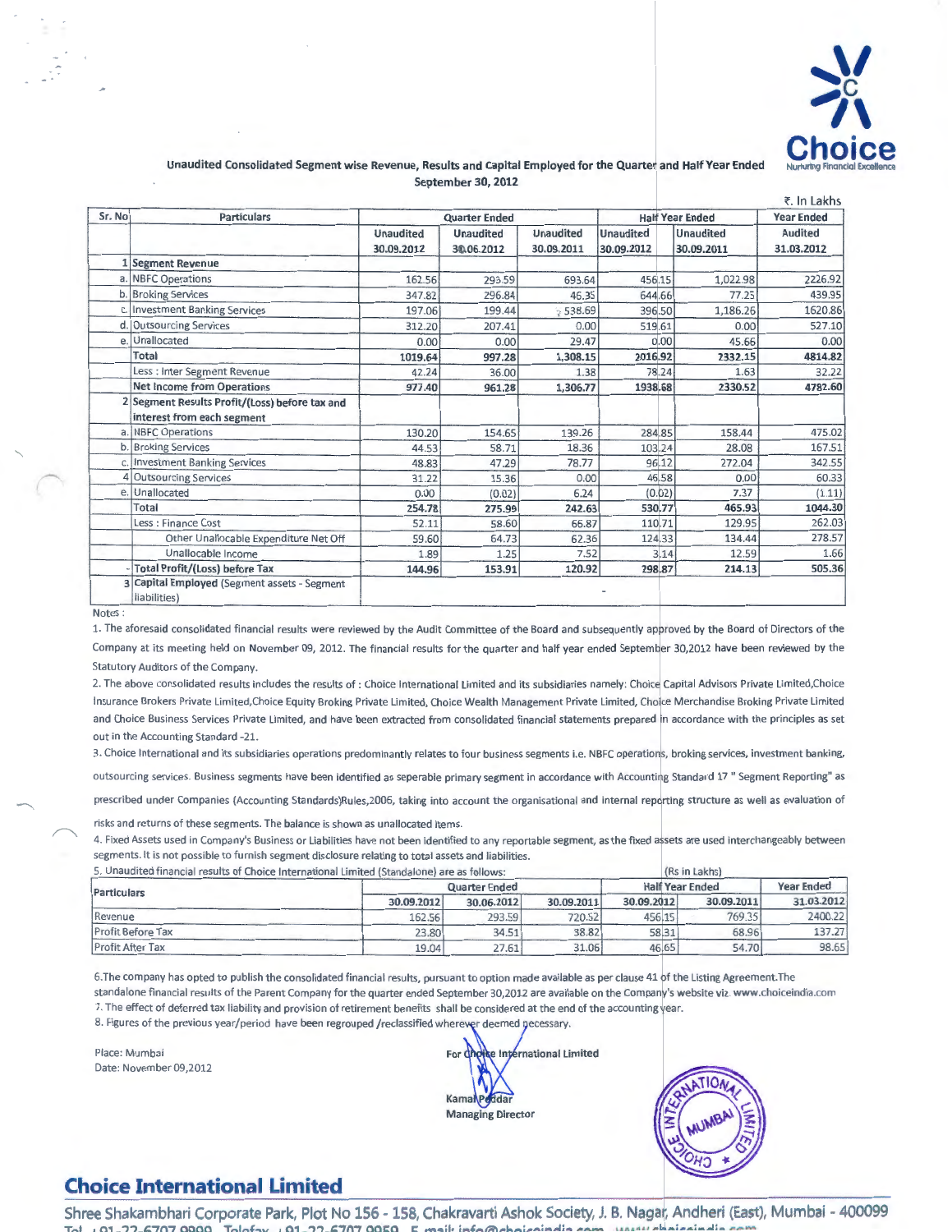Choice
Nurturing Financial Excellence

## Unaudited Consolidated Segment wise Revenue, Results and Capital Employed for the Quarter and Half Year Ended September 30, 2012

₹. In Lakhs

| Sr. No | Particulars | Quarter Ended | | | Half Year Ended | | Year Ended |
|---|---|---|---|---|---|---|---|
| | | Unaudited 30.09.2012 | Unaudited 30.06.2012 | Unaudited 30.09.2011 | Unaudited 30.09.2012 | Unaudited 30.09.2011 | Audited 31.03.2012 |
| 1 | **Segment Revenue** | | | | | | |
| a. | NBFC Operations | 162.56 | 293.59 | 693.64 | 456.15 | 1,022.98 | 2226.92 |
| b. | Broking Services | 347.82 | 296.84 | 46.35 | 644.66 | 77.25 | 439.95 |
| c. | Investment Banking Services | 197.06 | 199.44 | 538.69 | 396.50 | 1,186.26 | 1620.86 |
| d. | Outsourcing Services | 312.20 | 207.41 | 0.00 | 519.61 | 0.00 | 527.10 |
| e. | Unallocated | 0.00 | 0.00 | 29.47 | 0.00 | 45.66 | 0.00 |
| | **Total** | **1019.64** | **997.28** | **1,308.15** | **2016.92** | **2332.15** | **4814.82** |
| | Less : Inter Segment Revenue | 42.24 | 36.00 | 1.38 | 78.24 | 1.63 | 32.22 |
| | **Net Income from Operations** | **977.40** | **961.28** | **1,306.77** | **1938.68** | **2330.52** | **4782.60** |
| 2 | **Segment Results Profit/(Loss) before tax and interest from each segment** | | | | | | |
| a. | NBFC Operations | 130.20 | 154.65 | 139.26 | 284.85 | 158.44 | 475.02 |
| b. | Broking Services | 44.53 | 58.71 | 18.36 | 103.24 | 28.08 | 167.51 |
| c. | Investment Banking Services | 48.83 | 47.29 | 78.77 | 96.12 | 272.04 | 342.55 |
| 4 | Outsourcing Services | 31.22 | 15.36 | 0.00 | 46.58 | 0.00 | 60.33 |
| e. | Unallocated | 0.00 | (0.02) | 6.24 | (0.02) | 7.37 | (1.11) |
| | **Total** | **254.78** | **275.99** | **242.63** | **530.77** | **465.93** | **1044.30** |
| | Less : Finance Cost | 52.11 | 58.60 | 66.87 | 110.71 | 129.95 | 262.03 |
| | Other Unallocable Expenditure Net Off | 59.60 | 64.73 | 62.36 | 124.33 | 134.44 | 278.57 |
| | Unallocable Income | 1.89 | 1.25 | 7.52 | 3.14 | 12.59 | 1.66 |
| - | **Total Profit/(Loss) before Tax** | **144.96** | **153.91** | **120.92** | **298.87** | **214.13** | **505.36** |
| 3 | **Capital Employed** (Segment assets - Segment liabilities) | | | - | | | |

Notes :

1. The aforesaid consolidated financial results were reviewed by the Audit Committee of the Board and subsequently approved by the Board of Directors of the Company at its meeting held on November 09, 2012. The financial results for the quarter and half year ended September 30,2012 have been reviewed by the Statutory Auditors of the Company.

2. The above consolidated results includes the results of : Choice International Limited and its subsidiaries namely: Choice Capital Advisors Private Limited,Choice Insurance Brokers Private Limited,Choice Equity Broking Private Limited, Choice Wealth Management Private Limited, Choice Merchandise Broking Private Limited and Choice Business Services Private Limited, and have been extracted from consolidated financial statements prepared in accordance with the principles as set out in the Accounting Standard -21.

3. Choice International and its subsidiaries operations predominantly relates to four business segments i.e. NBFC operations, broking services, investment banking, outsourcing services. Business segments have been identified as seperable primary segment in accordance with Accounting Standard 17 " Segment Reporting" as prescribed under Companies (Accounting Standards)Rules,2006, taking into account the organisational and internal reporting structure as well as evaluation of risks and returns of these segments. The balance is shown as unallocated items.

4. Fixed Assets used in Company's Business or Liabilities have not been identified to any reportable segment, as the fixed assets are used interchangeably between segments. It is not possible to furnish segment disclosure relating to total assets and liabilities.

5. Unaudited financial results of Choice International Limited (Standalone) are as follows: (Rs in Lakhs)

| Particulars | Quarter Ended | | | Half Year Ended | | Year Ended |
|---|---|---|---|---|---|---|
| | 30.09.2012 | 30.06.2012 | 30.09.2011 | 30.09.2012 | 30.09.2011 | 31.03.2012 |
| Revenue | 162.56 | 293.59 | 720.52 | 456.15 | 769.35 | 2400.22 |
| Profit Before Tax | 23.80 | 34.51 | 38.82 | 58.31 | 68.96 | 137.27 |
| Profit After Tax | 19.04 | 27.61 | 31.06 | 46.65 | 54.70 | 98.65 |

6.The company has opted to publish the consolidated financial results, pursuant to option made available as per clause 41 of the Listing Agreement.The standalone financial results of the Parent Company for the quarter ended September 30,2012 are available on the Company's website viz. www.choiceindia.com

7. The effect of deferred tax liability and provision of retirement benefits shall be considered at the end of the accounting year.

8. Figures of the previous year/period have been regrouped /reclassified wherever deemed necessary.

Place: Mumbai
Date: November 09,2012

For Choice International Limited

Kamal Poddar
Managing Director

## Choice International Limited

Shree Shakambhari Corporate Park, Plot No 156 - 158, Chakravarti Ashok Society, J. B. Nagar, Andheri (East), Mumbai - 400099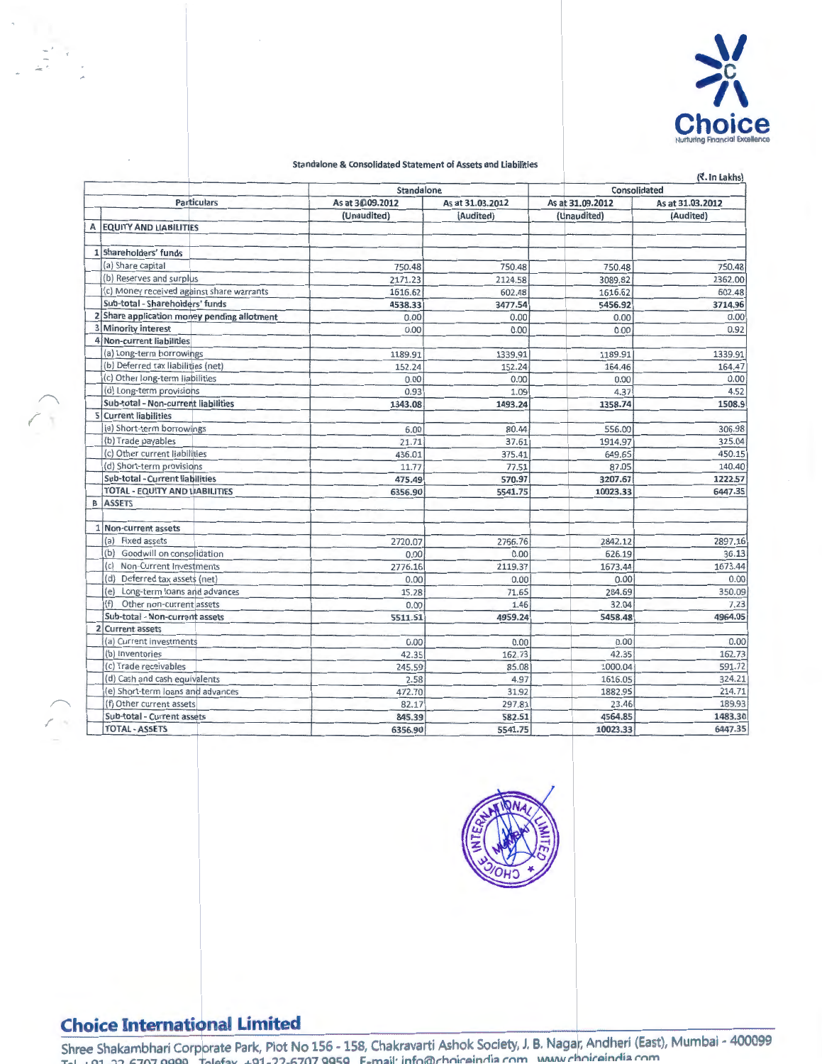Choice
Nurturing Financial Excellence

## Standalone & Consolidated Statement of Assets and Liabilities

(₹. In Lakhs)

| | Particulars | Standalone | | Consolidated | |
|---|---|---|---|---|---|
| | | As at 30.09.2012 | As at 31.03.2012 | As at 31.09.2012 | As at 31.03.2012 |
| | | (Unaudited) | (Audited) | (Unaudited) | (Audited) |
| A | EQUITY AND LIABILITIES | | | | |
| 1 | Shareholders' funds | | | | |
| | (a) Share capital | 750.48 | 750.48 | 750.48 | 750.48 |
| | (b) Reserves and surplus | 2171.23 | 2124.58 | 3089.82 | 2362.00 |
| | (c) Money received against share warrants | 1616.62 | 602.48 | 1616.62 | 602.48 |
| | Sub-total - Shareholders' funds | 4538.33 | 3477.54 | 5456.92 | 3714.96 |
| 2 | Share application money pending allotment | 0.00 | 0.00 | 0.00 | 0.00 |
| 3 | Minority interest | 0.00 | 0.00 | 0.00 | 0.92 |
| 4 | Non-current liabilities | | | | |
| | (a) Long-term borrowings | 1189.91 | 1339.91 | 1189.91 | 1339.91 |
| | (b) Deferred tax liabilities (net) | 152.24 | 152.24 | 164.46 | 164.47 |
| | (c) Other long-term liabilities | 0.00 | 0.00 | 0.00 | 0.00 |
| | (d) Long-term provisions | 0.93 | 1.09 | 4.37 | 4.52 |
| | Sub-total - Non-current liabilities | 1343.08 | 1493.24 | 1358.74 | 1508.9 |
| 5 | Current liabilities | | | | |
| | (a) Short-term borrowings | 6.00 | 80.44 | 556.00 | 306.98 |
| | (b) Trade payables | 21.71 | 37.61 | 1914.97 | 325.04 |
| | (c) Other current liabilities | 436.01 | 375.41 | 649.65 | 450.15 |
| | (d) Short-term provisions | 11.77 | 77.51 | 87.05 | 140.40 |
| | Sub-total - Current liabilities | 475.49 | 570.97 | 3207.67 | 1222.57 |
| | TOTAL - EQUITY AND LIABILITIES | 6356.90 | 5541.75 | 10023.33 | 6447.35 |
| B | ASSETS | | | | |
| 1 | Non-current assets | | | | |
| | (a) Fixed assets | 2720.07 | 2766.76 | 2842.12 | 2897.16 |
| | (b) Goodwill on consolidation | 0.00 | 0.00 | 626.19 | 36.13 |
| | (c) Non-Current Investments | 2776.16 | 2119.37 | 1673.44 | 1673.44 |
| | (d) Deferred tax assets (net) | 0.00 | 0.00 | 0.00 | 0.00 |
| | (e) Long-term loans and advances | 15.28 | 71.65 | 284.69 | 350.09 |
| | (f) Other non-current assets | 0.00 | 1.46 | 32.04 | 7.23 |
| | Sub-total - Non-current assets | 5511.51 | 4959.24 | 5458.48 | 4964.05 |
| 2 | Current assets | | | | |
| | (a) Current investments | 0.00 | 0.00 | 0.00 | 0.00 |
| | (b) Inventories | 42.35 | 162.73 | 42.35 | 162.73 |
| | (c) Trade receivables | 245.59 | 85.08 | 1000.04 | 591.72 |
| | (d) Cash and cash equivalents | 2.58 | 4.97 | 1616.05 | 324.21 |
| | (e) Short-term loans and advances | 472.70 | 31.92 | 1882.95 | 214.71 |
| | (f) Other current assets | 82.17 | 297.81 | 23.46 | 189.93 |
| | Sub-total - Current assets | 845.39 | 582.51 | 4564.85 | 1483.30 |
| | TOTAL - ASSETS | 6356.90 | 5541.75 | 10023.33 | 6447.35 |

**Choice International Limited**

Shree Shakambhari Corporate Park, Plot No 156 - 158, Chakravarti Ashok Society, J. B. Nagar, Andheri (East), Mumbai - 400099
Tel +91-22-6707 9999 Telefax +91-22-6707 9959 E-mail: info@choiceindia.com www.choiceindia.com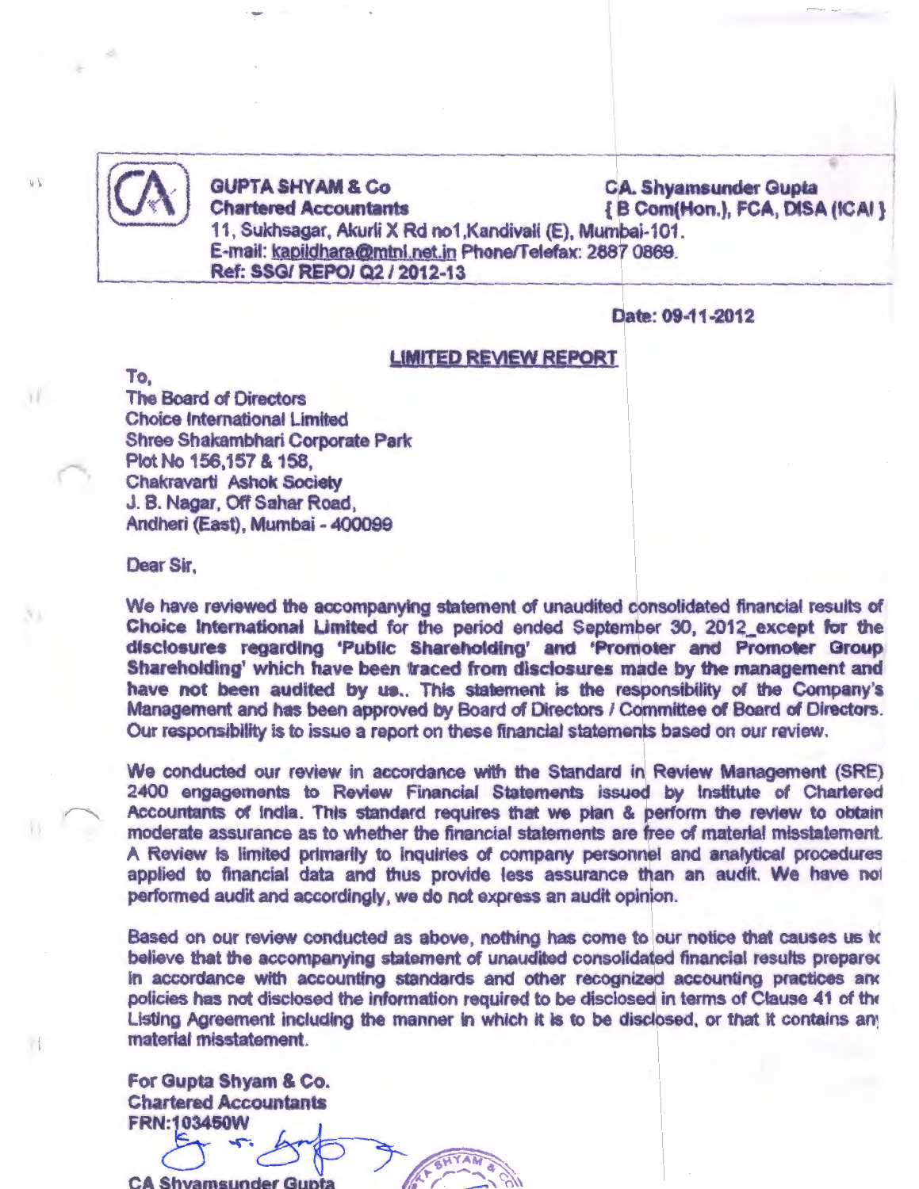**GUPTA SHYAM & Co**
**Chartered Accountants**

**CA. Shyamsunder Gupta**
**{ B Com(Hon.), FCA, DISA (ICAI }**

11, Sukhsagar, Akurli X Rd no1,Kandivali (E), Mumbai-101.
E-mail: kapildhara@mtnl.net.in Phone/Telefax: 2887 0869.
Ref: SSG/ REPO/ Q2 / 2012-13

Date: 09-11-2012

## LIMITED REVIEW REPORT

To,
The Board of Directors
Choice International Limited
Shree Shakambhari Corporate Park
Plot No 156,157 & 158,
Chakravarti Ashok Society
J. B. Nagar, Off Sahar Road,
Andheri (East), Mumbai - 400099

Dear Sir,

We have reviewed the accompanying statement of unaudited consolidated financial results of **Choice International Limited** for the period ended September 30, 2012_except for the disclosures regarding 'Public Shareholding' and 'Promoter and Promoter Group Shareholding' which have been traced from disclosures made by the management and have not been audited by us.. This statement is the responsibility of the Company's Management and has been approved by Board of Directors / Committee of Board of Directors. Our responsibility is to issue a report on these financial statements based on our review.

We conducted our review in accordance with the Standard in Review Management (SRE) 2400 engagements to Review Financial Statements issued by Institute of Chartered Accountants of India. This standard requires that we plan & perform the review to obtain moderate assurance as to whether the financial statements are free of material misstatement. A Review is limited primarily to inquiries of company personnel and analytical procedures applied to financial data and thus provide less assurance than an audit. We have not performed audit and accordingly, we do not express an audit opinion.

Based on our review conducted as above, nothing has come to our notice that causes us to believe that the accompanying statement of unaudited consolidated financial results prepared in accordance with accounting standards and other recognized accounting practices and policies has not disclosed the information required to be disclosed in terms of Clause 41 of the Listing Agreement including the manner in which it is to be disclosed, or that it contains any material misstatement.

For Gupta Shyam & Co.
Chartered Accountants
FRN:103450W

CA Shyamsunder Gupta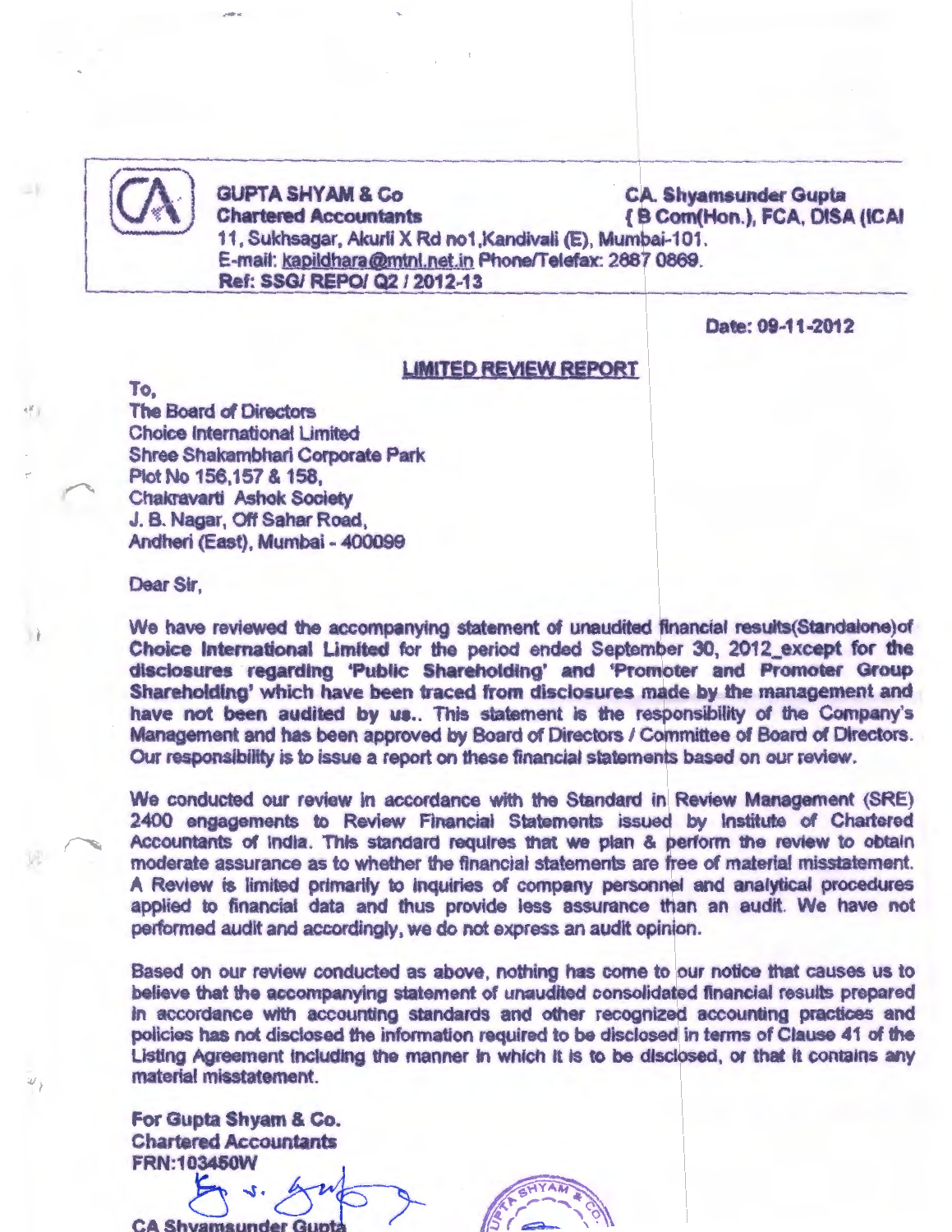**GUPTA SHYAM & Co**
**Chartered Accountants**

**CA. Shyamsunder Gupta**
**( B Com(Hon.), FCA, DISA (ICAI**

11, Sukhsagar, Akurli X Rd no1,Kandivali (E), Mumbai-101.
E-mail: kapildhara@mtnl.net.in Phone/Telefax: 2887 0869.
**Ref: SSG/ REPO/ Q2 / 2012-13**

**Date: 09-11-2012**

## LIMITED REVIEW REPORT

To,
The Board of Directors
Choice International Limited
Shree Shakambhari Corporate Park
Plot No 156,157 & 158,
Chakravarti Ashok Society
J. B. Nagar, Off Sahar Road,
Andheri (East), Mumbai - 400099

Dear Sir,

We have reviewed the accompanying statement of unaudited financial results(Standalone)of **Choice International Limited** for the period ended September 30, 2012_except for the disclosures regarding 'Public Shareholding' and 'Promoter and Promoter Group Shareholding' which have been traced from disclosures made by the management and have not been audited by us.. This statement is the responsibility of the Company's Management and has been approved by Board of Directors / Committee of Board of Directors. Our responsibility is to issue a report on these financial statements based on our review.

We conducted our review in accordance with the Standard in Review Management (SRE) 2400 engagements to Review Financial Statements issued by Institute of Chartered Accountants of India. This standard requires that we plan & perform the review to obtain moderate assurance as to whether the financial statements are free of material misstatement. A Review is limited primarily to inquiries of company personnel and analytical procedures applied to financial data and thus provide less assurance than an audit. We have not performed audit and accordingly, we do not express an audit opinion.

Based on our review conducted as above, nothing has come to our notice that causes us to believe that the accompanying statement of unaudited consolidated financial results prepared in accordance with accounting standards and other recognized accounting practices and policies has not disclosed the information required to be disclosed in terms of Clause 41 of the Listing Agreement including the manner in which it is to be disclosed, or that it contains any material misstatement.

**For Gupta Shyam & Co.**
**Chartered Accountants**
**FRN:103450W**

**CA Shyamsunder Gupta**